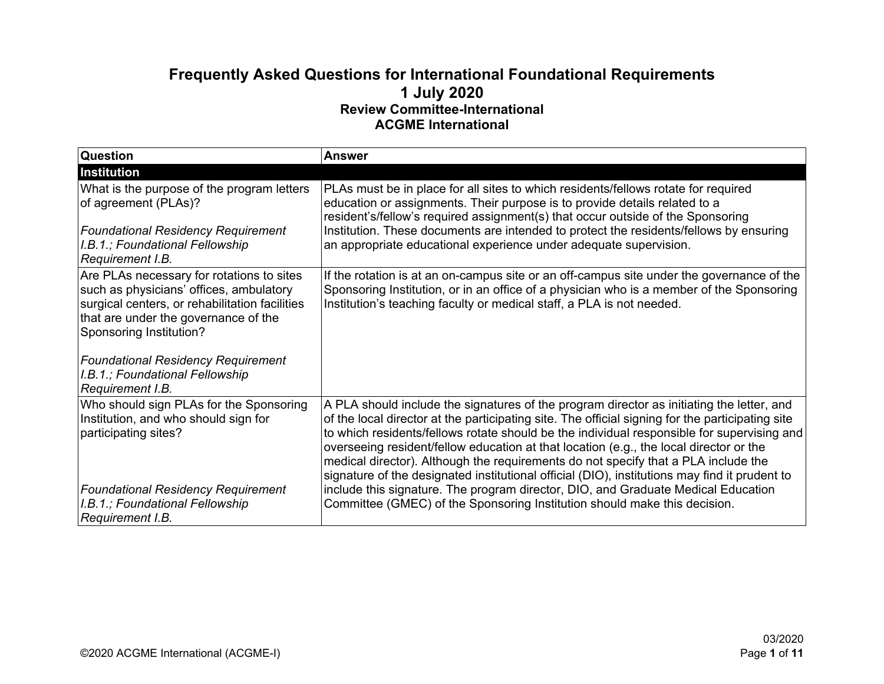# Frequently Asked Questions for International Foundational Requirements

## 1 July 2020

### Review Committee-International

### ACGME International

| Question | Answer |
|---|---|
| **Institution** | |
| What is the purpose of the program letters of agreement (PLAs)?<br><br>*Foundational Residency Requirement I.B.1.; Foundational Fellowship Requirement I.B.* | PLAs must be in place for all sites to which residents/fellows rotate for required education or assignments. Their purpose is to provide details related to a resident's/fellow's required assignment(s) that occur outside of the Sponsoring Institution. These documents are intended to protect the residents/fellows by ensuring an appropriate educational experience under adequate supervision. |
| Are PLAs necessary for rotations to sites such as physicians' offices, ambulatory surgical centers, or rehabilitation facilities that are under the governance of the Sponsoring Institution?<br><br>*Foundational Residency Requirement I.B.1.; Foundational Fellowship Requirement I.B.* | If the rotation is at an on-campus site or an off-campus site under the governance of the Sponsoring Institution, or in an office of a physician who is a member of the Sponsoring Institution's teaching faculty or medical staff, a PLA is not needed. |
| Who should sign PLAs for the Sponsoring Institution, and who should sign for participating sites?<br><br>*Foundational Residency Requirement I.B.1.; Foundational Fellowship Requirement I.B.* | A PLA should include the signatures of the program director as initiating the letter, and of the local director at the participating site. The official signing for the participating site to which residents/fellows rotate should be the individual responsible for supervising and overseeing resident/fellow education at that location (e.g., the local director or the medical director). Although the requirements do not specify that a PLA include the signature of the designated institutional official (DIO), institutions may find it prudent to include this signature. The program director, DIO, and Graduate Medical Education Committee (GMEC) of the Sponsoring Institution should make this decision. |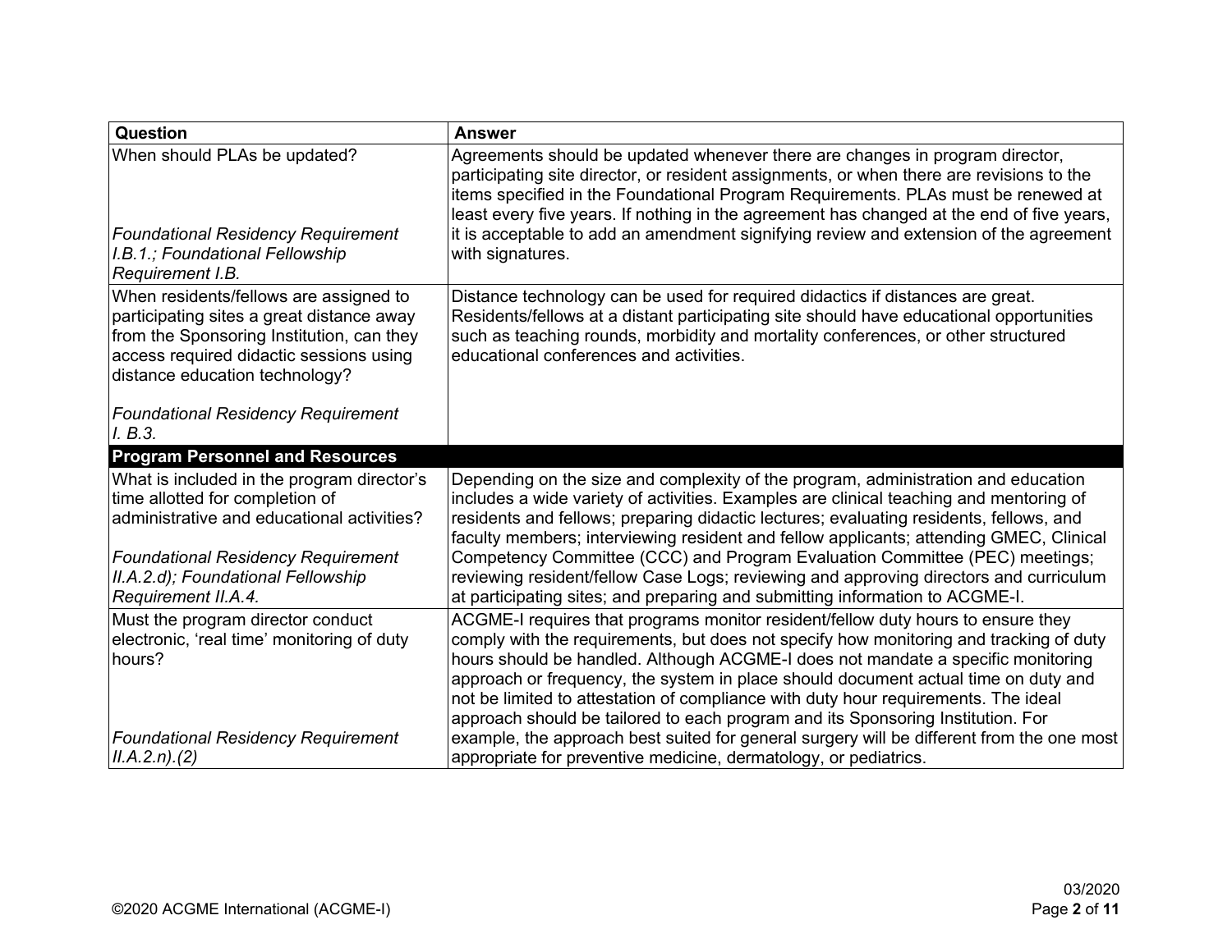| Question | Answer |
|---|---|
| When should PLAs be updated?<br><br>*Foundational Residency Requirement I.B.1.; Foundational Fellowship Requirement I.B.* | Agreements should be updated whenever there are changes in program director, participating site director, or resident assignments, or when there are revisions to the items specified in the Foundational Program Requirements. PLAs must be renewed at least every five years. If nothing in the agreement has changed at the end of five years, it is acceptable to add an amendment signifying review and extension of the agreement with signatures. |
| When residents/fellows are assigned to participating sites a great distance away from the Sponsoring Institution, can they access required didactic sessions using distance education technology?<br><br>*Foundational Residency Requirement I. B.3.* | Distance technology can be used for required didactics if distances are great. Residents/fellows at a distant participating site should have educational opportunities such as teaching rounds, morbidity and mortality conferences, or other structured educational conferences and activities. |
| **Program Personnel and Resources** | |
| What is included in the program director's time allotted for completion of administrative and educational activities?<br><br>*Foundational Residency Requirement II.A.2.d); Foundational Fellowship Requirement II.A.4.* | Depending on the size and complexity of the program, administration and education includes a wide variety of activities. Examples are clinical teaching and mentoring of residents and fellows; preparing didactic lectures; evaluating residents, fellows, and faculty members; interviewing resident and fellow applicants; attending GMEC, Clinical Competency Committee (CCC) and Program Evaluation Committee (PEC) meetings; reviewing resident/fellow Case Logs; reviewing and approving directors and curriculum at participating sites; and preparing and submitting information to ACGME-I. |
| Must the program director conduct electronic, 'real time' monitoring of duty hours?<br><br>*Foundational Residency Requirement II.A.2.n).(2)* | ACGME-I requires that programs monitor resident/fellow duty hours to ensure they comply with the requirements, but does not specify how monitoring and tracking of duty hours should be handled. Although ACGME-I does not mandate a specific monitoring approach or frequency, the system in place should document actual time on duty and not be limited to attestation of compliance with duty hour requirements. The ideal approach should be tailored to each program and its Sponsoring Institution. For example, the approach best suited for general surgery will be different from the one most appropriate for preventive medicine, dermatology, or pediatrics. |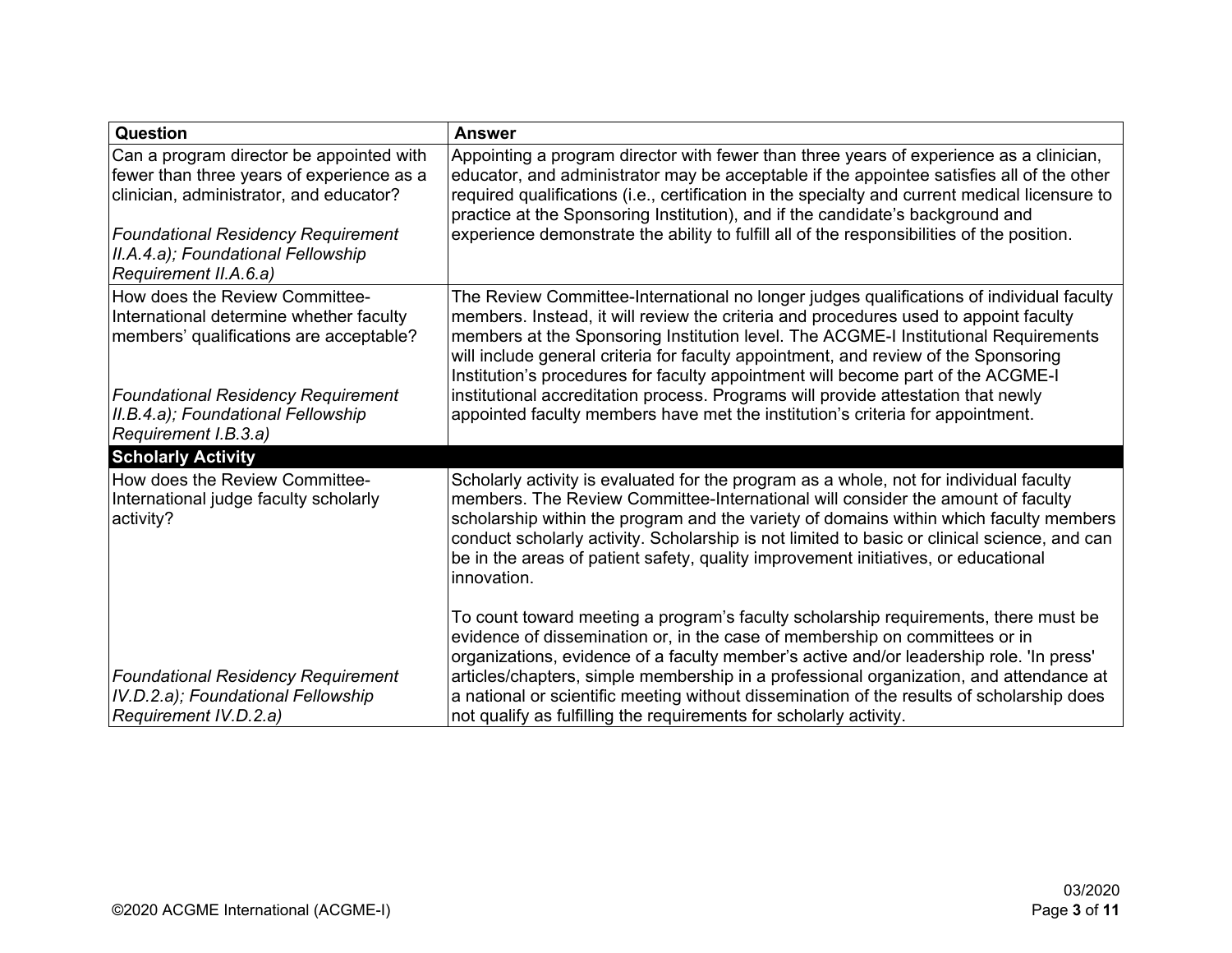| Question | Answer |
| --- | --- |
| Can a program director be appointed with fewer than three years of experience as a clinician, administrator, and educator?<br><br>*Foundational Residency Requirement II.A.4.a); Foundational Fellowship Requirement II.A.6.a)* | Appointing a program director with fewer than three years of experience as a clinician, educator, and administrator may be acceptable if the appointee satisfies all of the other required qualifications (i.e., certification in the specialty and current medical licensure to practice at the Sponsoring Institution), and if the candidate's background and experience demonstrate the ability to fulfill all of the responsibilities of the position. |
| How does the Review Committee-International determine whether faculty members' qualifications are acceptable?<br><br>*Foundational Residency Requirement II.B.4.a); Foundational Fellowship Requirement I.B.3.a)* | The Review Committee-International no longer judges qualifications of individual faculty members. Instead, it will review the criteria and procedures used to appoint faculty members at the Sponsoring Institution level. The ACGME-I Institutional Requirements will include general criteria for faculty appointment, and review of the Sponsoring Institution's procedures for faculty appointment will become part of the ACGME-I institutional accreditation process. Programs will provide attestation that newly appointed faculty members have met the institution's criteria for appointment. |
| **Scholarly Activity** | |
| How does the Review Committee-International judge faculty scholarly activity?<br><br>*Foundational Residency Requirement IV.D.2.a); Foundational Fellowship Requirement IV.D.2.a)* | Scholarly activity is evaluated for the program as a whole, not for individual faculty members. The Review Committee-International will consider the amount of faculty scholarship within the program and the variety of domains within which faculty members conduct scholarly activity. Scholarship is not limited to basic or clinical science, and can be in the areas of patient safety, quality improvement initiatives, or educational innovation.<br><br>To count toward meeting a program's faculty scholarship requirements, there must be evidence of dissemination or, in the case of membership on committees or in organizations, evidence of a faculty member's active and/or leadership role. 'In press' articles/chapters, simple membership in a professional organization, and attendance at a national or scientific meeting without dissemination of the results of scholarship does not qualify as fulfilling the requirements for scholarly activity. |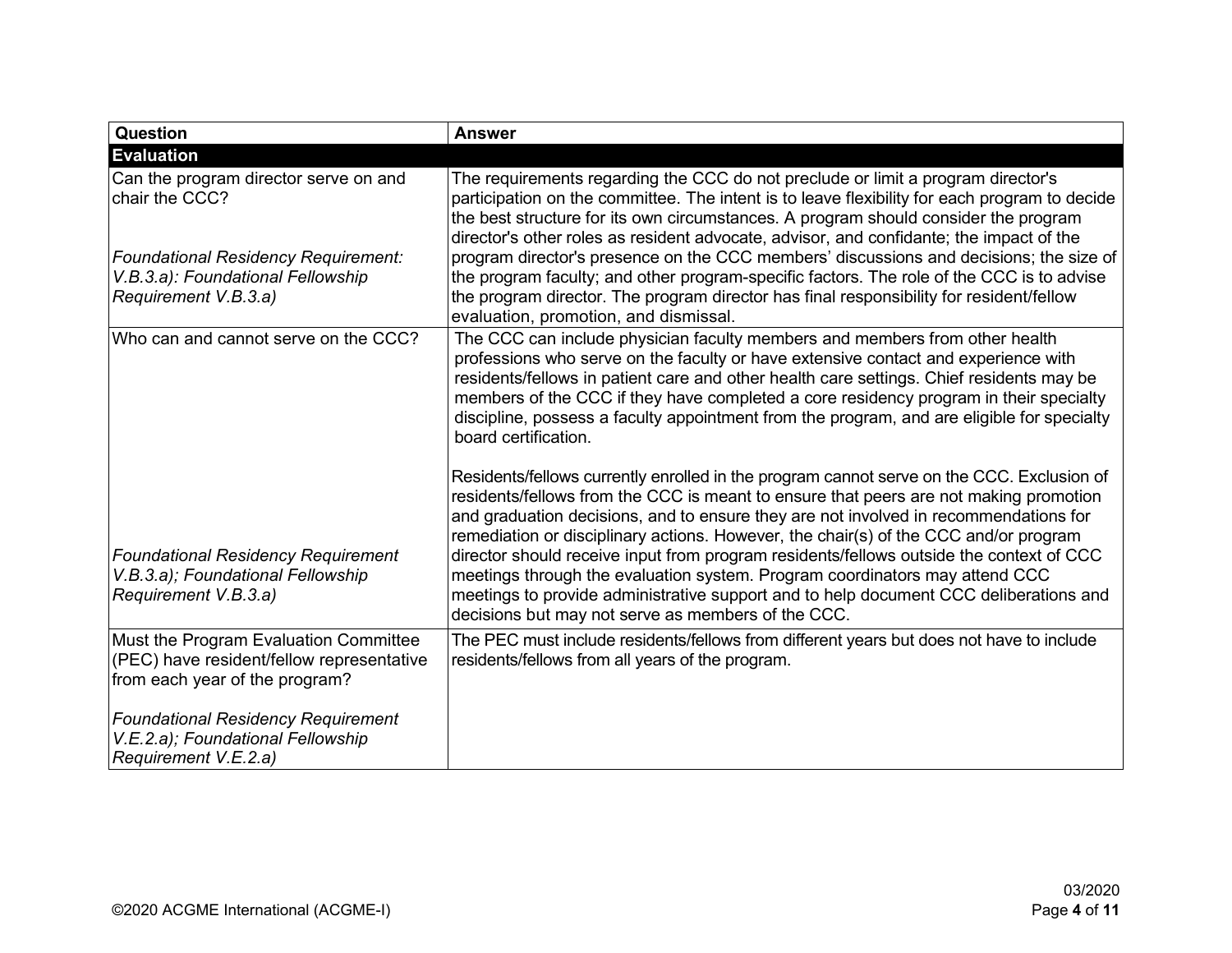| Question | Answer |
| --- | --- |
| **Evaluation** | |
| Can the program director serve on and chair the CCC?<br><br>*Foundational Residency Requirement: V.B.3.a): Foundational Fellowship Requirement V.B.3.a)* | The requirements regarding the CCC do not preclude or limit a program director's participation on the committee. The intent is to leave flexibility for each program to decide the best structure for its own circumstances. A program should consider the program director's other roles as resident advocate, advisor, and confidante; the impact of the program director's presence on the CCC members' discussions and decisions; the size of the program faculty; and other program-specific factors. The role of the CCC is to advise the program director. The program director has final responsibility for resident/fellow evaluation, promotion, and dismissal. |
| Who can and cannot serve on the CCC?<br><br>*Foundational Residency Requirement V.B.3.a); Foundational Fellowship Requirement V.B.3.a)* | The CCC can include physician faculty members and members from other health professions who serve on the faculty or have extensive contact and experience with residents/fellows in patient care and other health care settings. Chief residents may be members of the CCC if they have completed a core residency program in their specialty discipline, possess a faculty appointment from the program, and are eligible for specialty board certification.<br><br>Residents/fellows currently enrolled in the program cannot serve on the CCC. Exclusion of residents/fellows from the CCC is meant to ensure that peers are not making promotion and graduation decisions, and to ensure they are not involved in recommendations for remediation or disciplinary actions. However, the chair(s) of the CCC and/or program director should receive input from program residents/fellows outside the context of CCC meetings through the evaluation system. Program coordinators may attend CCC meetings to provide administrative support and to help document CCC deliberations and decisions but may not serve as members of the CCC. |
| Must the Program Evaluation Committee (PEC) have resident/fellow representative from each year of the program?<br><br>*Foundational Residency Requirement V.E.2.a); Foundational Fellowship Requirement V.E.2.a)* | The PEC must include residents/fellows from different years but does not have to include residents/fellows from all years of the program. |

03/2020

©2020 ACGME International (ACGME-I)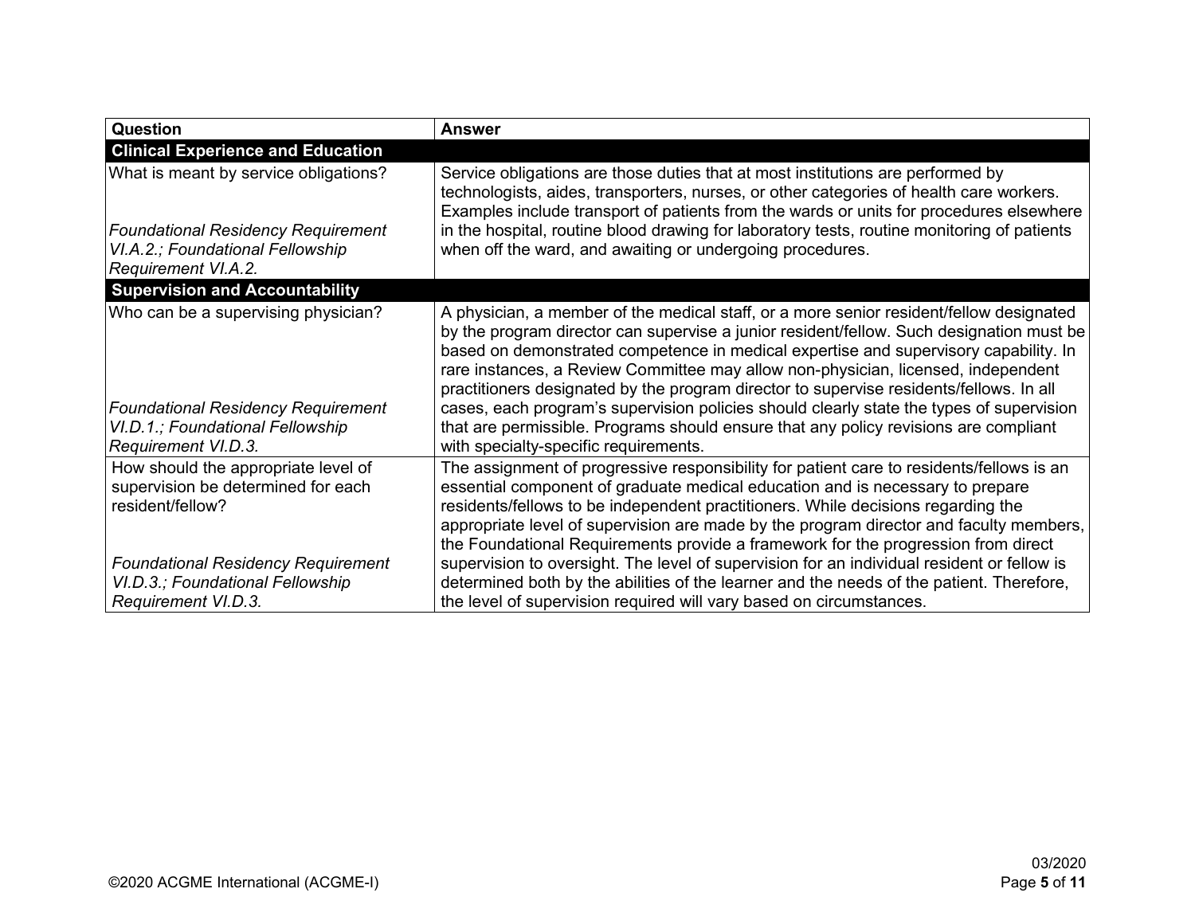| Question | Answer |
|---|---|
| **Clinical Experience and Education** | |
| What is meant by service obligations?<br><br>*Foundational Residency Requirement VI.A.2.; Foundational Fellowship Requirement VI.A.2.* | Service obligations are those duties that at most institutions are performed by technologists, aides, transporters, nurses, or other categories of health care workers. Examples include transport of patients from the wards or units for procedures elsewhere in the hospital, routine blood drawing for laboratory tests, routine monitoring of patients when off the ward, and awaiting or undergoing procedures. |
| **Supervision and Accountability** | |
| Who can be a supervising physician?<br><br>*Foundational Residency Requirement VI.D.1.; Foundational Fellowship Requirement VI.D.3.* | A physician, a member of the medical staff, or a more senior resident/fellow designated by the program director can supervise a junior resident/fellow. Such designation must be based on demonstrated competence in medical expertise and supervisory capability. In rare instances, a Review Committee may allow non-physician, licensed, independent practitioners designated by the program director to supervise residents/fellows. In all cases, each program's supervision policies should clearly state the types of supervision that are permissible. Programs should ensure that any policy revisions are compliant with specialty-specific requirements. |
| How should the appropriate level of supervision be determined for each resident/fellow?<br><br>*Foundational Residency Requirement VI.D.3.; Foundational Fellowship Requirement VI.D.3.* | The assignment of progressive responsibility for patient care to residents/fellows is an essential component of graduate medical education and is necessary to prepare residents/fellows to be independent practitioners. While decisions regarding the appropriate level of supervision are made by the program director and faculty members, the Foundational Requirements provide a framework for the progression from direct supervision to oversight. The level of supervision for an individual resident or fellow is determined both by the abilities of the learner and the needs of the patient. Therefore, the level of supervision required will vary based on circumstances. |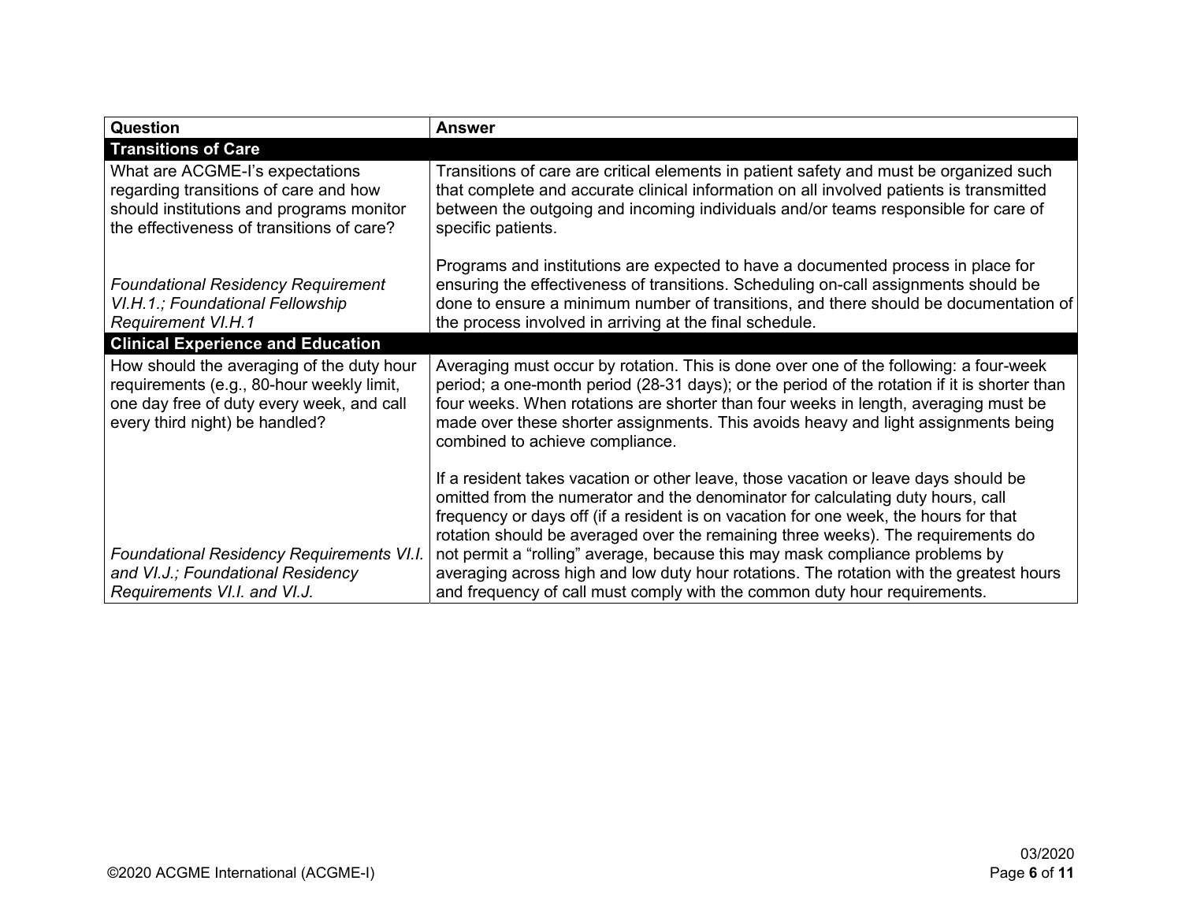| Question | Answer |
| --- | --- |
| **Transitions of Care** | |
| What are ACGME-I's expectations regarding transitions of care and how should institutions and programs monitor the effectiveness of transitions of care?<br><br>*Foundational Residency Requirement VI.H.1.; Foundational Fellowship Requirement VI.H.1* | Transitions of care are critical elements in patient safety and must be organized such that complete and accurate clinical information on all involved patients is transmitted between the outgoing and incoming individuals and/or teams responsible for care of specific patients.<br><br>Programs and institutions are expected to have a documented process in place for ensuring the effectiveness of transitions. Scheduling on-call assignments should be done to ensure a minimum number of transitions, and there should be documentation of the process involved in arriving at the final schedule. |
| **Clinical Experience and Education** | |
| How should the averaging of the duty hour requirements (e.g., 80-hour weekly limit, one day free of duty every week, and call every third night) be handled?<br><br>*Foundational Residency Requirements VI.I. and VI.J.; Foundational Residency Requirements VI.I. and VI.J.* | Averaging must occur by rotation. This is done over one of the following: a four-week period; a one-month period (28-31 days); or the period of the rotation if it is shorter than four weeks. When rotations are shorter than four weeks in length, averaging must be made over these shorter assignments. This avoids heavy and light assignments being combined to achieve compliance.<br><br>If a resident takes vacation or other leave, those vacation or leave days should be omitted from the numerator and the denominator for calculating duty hours, call frequency or days off (if a resident is on vacation for one week, the hours for that rotation should be averaged over the remaining three weeks). The requirements do not permit a "rolling" average, because this may mask compliance problems by averaging across high and low duty hour rotations. The rotation with the greatest hours and frequency of call must comply with the common duty hour requirements. |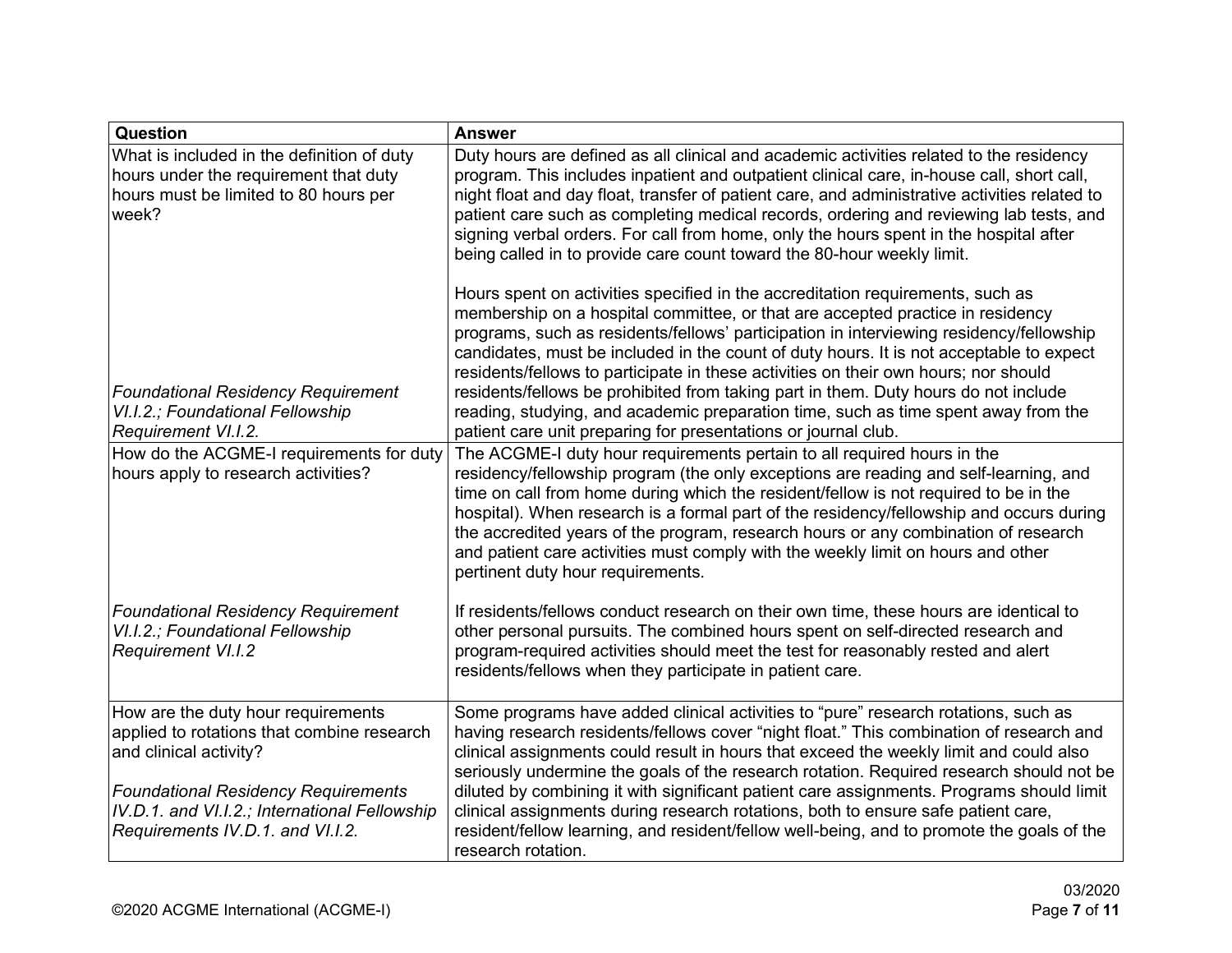| Question | Answer |
|---|---|
| What is included in the definition of duty hours under the requirement that duty hours must be limited to 80 hours per week?<br><br>*Foundational Residency Requirement VI.I.2.; Foundational Fellowship Requirement VI.I.2.* | Duty hours are defined as all clinical and academic activities related to the residency program. This includes inpatient and outpatient clinical care, in-house call, short call, night float and day float, transfer of patient care, and administrative activities related to patient care such as completing medical records, ordering and reviewing lab tests, and signing verbal orders. For call from home, only the hours spent in the hospital after being called in to provide care count toward the 80-hour weekly limit.<br><br>Hours spent on activities specified in the accreditation requirements, such as membership on a hospital committee, or that are accepted practice in residency programs, such as residents/fellows' participation in interviewing residency/fellowship candidates, must be included in the count of duty hours. It is not acceptable to expect residents/fellows to participate in these activities on their own hours; nor should residents/fellows be prohibited from taking part in them. Duty hours do not include reading, studying, and academic preparation time, such as time spent away from the patient care unit preparing for presentations or journal club. |
| How do the ACGME-I requirements for duty hours apply to research activities?<br><br>*Foundational Residency Requirement VI.I.2.; Foundational Fellowship Requirement VI.I.2* | The ACGME-I duty hour requirements pertain to all required hours in the residency/fellowship program (the only exceptions are reading and self-learning, and time on call from home during which the resident/fellow is not required to be in the hospital). When research is a formal part of the residency/fellowship and occurs during the accredited years of the program, research hours or any combination of research and patient care activities must comply with the weekly limit on hours and other pertinent duty hour requirements.<br><br>If residents/fellows conduct research on their own time, these hours are identical to other personal pursuits. The combined hours spent on self-directed research and program-required activities should meet the test for reasonably rested and alert residents/fellows when they participate in patient care. |
| How are the duty hour requirements applied to rotations that combine research and clinical activity?<br><br>*Foundational Residency Requirements IV.D.1. and VI.I.2.; International Fellowship Requirements IV.D.1. and VI.I.2.* | Some programs have added clinical activities to "pure" research rotations, such as having research residents/fellows cover "night float." This combination of research and clinical assignments could result in hours that exceed the weekly limit and could also seriously undermine the goals of the research rotation. Required research should not be diluted by combining it with significant patient care assignments. Programs should limit clinical assignments during research rotations, both to ensure safe patient care, resident/fellow learning, and resident/fellow well-being, and to promote the goals of the research rotation. |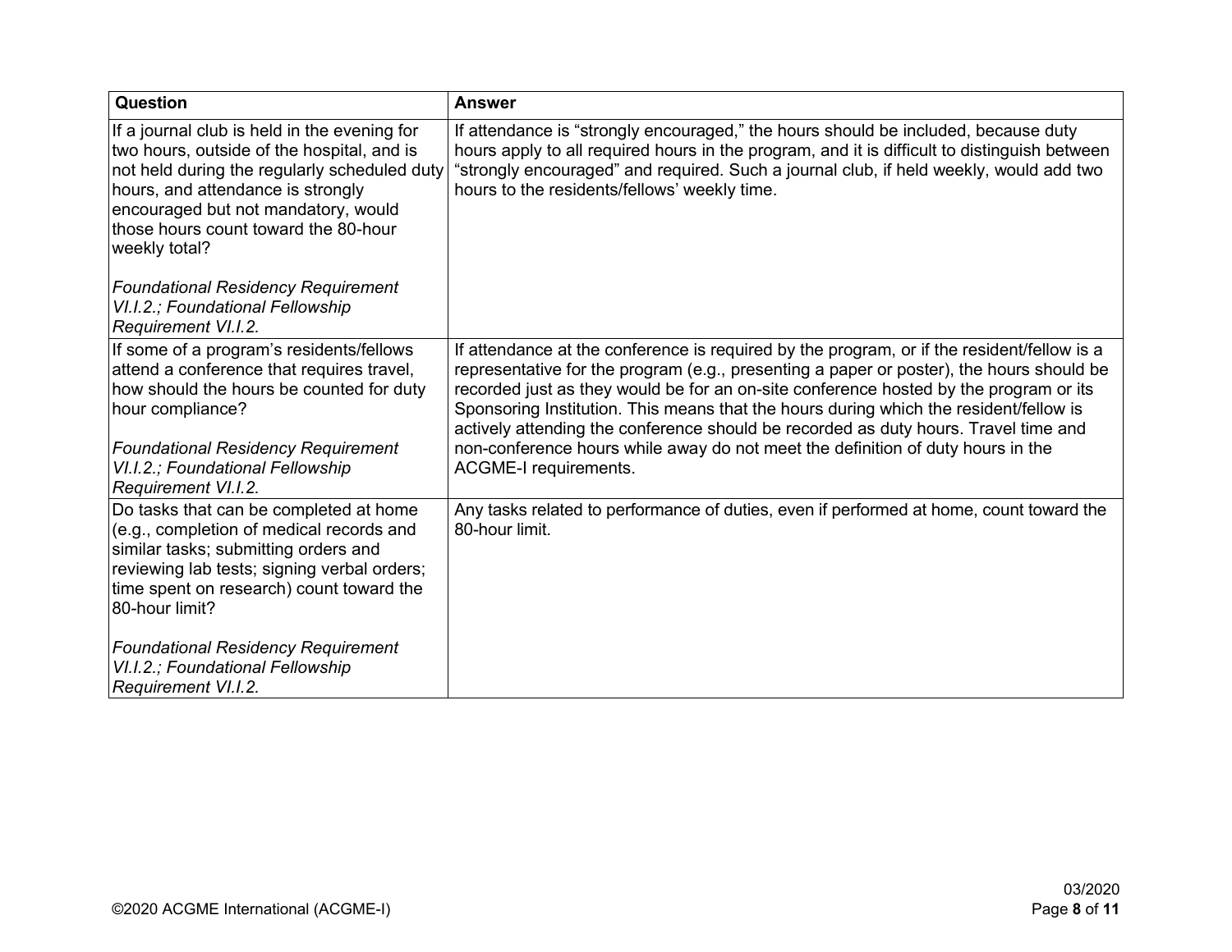| Question | Answer |
|---|---|
| If a journal club is held in the evening for two hours, outside of the hospital, and is not held during the regularly scheduled duty hours, and attendance is strongly encouraged but not mandatory, would those hours count toward the 80-hour weekly total?<br><br>*Foundational Residency Requirement VI.I.2.; Foundational Fellowship Requirement VI.I.2.* | If attendance is "strongly encouraged," the hours should be included, because duty hours apply to all required hours in the program, and it is difficult to distinguish between "strongly encouraged" and required. Such a journal club, if held weekly, would add two hours to the residents/fellows' weekly time. |
| If some of a program's residents/fellows attend a conference that requires travel, how should the hours be counted for duty hour compliance?<br><br>*Foundational Residency Requirement VI.I.2.; Foundational Fellowship Requirement VI.I.2.* | If attendance at the conference is required by the program, or if the resident/fellow is a representative for the program (e.g., presenting a paper or poster), the hours should be recorded just as they would be for an on-site conference hosted by the program or its Sponsoring Institution. This means that the hours during which the resident/fellow is actively attending the conference should be recorded as duty hours. Travel time and non-conference hours while away do not meet the definition of duty hours in the ACGME-I requirements. |
| Do tasks that can be completed at home (e.g., completion of medical records and similar tasks; submitting orders and reviewing lab tests; signing verbal orders; time spent on research) count toward the 80-hour limit?<br><br>*Foundational Residency Requirement VI.I.2.; Foundational Fellowship Requirement VI.I.2.* | Any tasks related to performance of duties, even if performed at home, count toward the 80-hour limit. |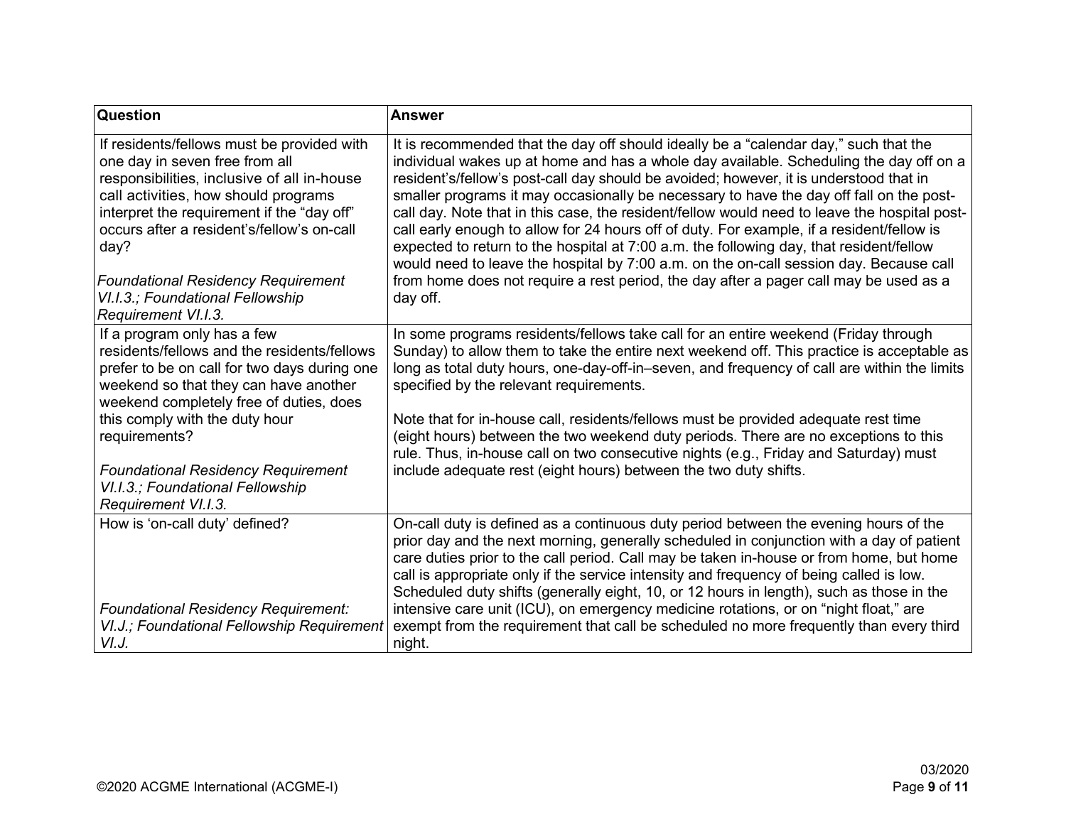| Question | Answer |
|---|---|
| If residents/fellows must be provided with one day in seven free from all responsibilities, inclusive of all in-house call activities, how should programs interpret the requirement if the "day off" occurs after a resident's/fellow's on-call day?<br><br>*Foundational Residency Requirement VI.I.3.; Foundational Fellowship Requirement VI.I.3.* | It is recommended that the day off should ideally be a "calendar day," such that the individual wakes up at home and has a whole day available. Scheduling the day off on a resident's/fellow's post-call day should be avoided; however, it is understood that in smaller programs it may occasionally be necessary to have the day off fall on the post-call day. Note that in this case, the resident/fellow would need to leave the hospital post-call early enough to allow for 24 hours off of duty. For example, if a resident/fellow is expected to return to the hospital at 7:00 a.m. the following day, that resident/fellow would need to leave the hospital by 7:00 a.m. on the on-call session day. Because call from home does not require a rest period, the day after a pager call may be used as a day off. |
| If a program only has a few residents/fellows and the residents/fellows prefer to be on call for two days during one weekend so that they can have another weekend completely free of duties, does this comply with the duty hour requirements?<br><br>*Foundational Residency Requirement VI.I.3.; Foundational Fellowship Requirement VI.I.3.* | In some programs residents/fellows take call for an entire weekend (Friday through Sunday) to allow them to take the entire next weekend off. This practice is acceptable as long as total duty hours, one-day-off-in–seven, and frequency of call are within the limits specified by the relevant requirements.<br><br>Note that for in-house call, residents/fellows must be provided adequate rest time (eight hours) between the two weekend duty periods. There are no exceptions to this rule. Thus, in-house call on two consecutive nights (e.g., Friday and Saturday) must include adequate rest (eight hours) between the two duty shifts. |
| How is 'on-call duty' defined?<br><br>*Foundational Residency Requirement: VI.J.; Foundational Fellowship Requirement VI.J.* | On-call duty is defined as a continuous duty period between the evening hours of the prior day and the next morning, generally scheduled in conjunction with a day of patient care duties prior to the call period. Call may be taken in-house or from home, but home call is appropriate only if the service intensity and frequency of being called is low. Scheduled duty shifts (generally eight, 10, or 12 hours in length), such as those in the intensive care unit (ICU), on emergency medicine rotations, or on "night float," are exempt from the requirement that call be scheduled no more frequently than every third night. |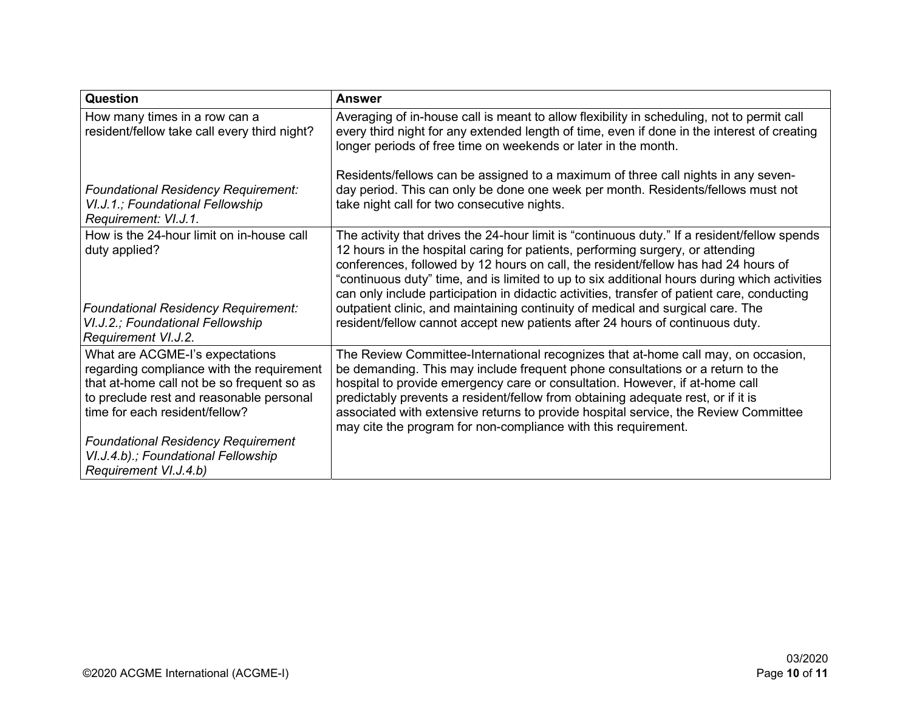| Question | Answer |
|---|---|
| How many times in a row can a resident/fellow take call every third night?<br><br>*Foundational Residency Requirement: VI.J.1.; Foundational Fellowship Requirement: VI.J.1.* | Averaging of in-house call is meant to allow flexibility in scheduling, not to permit call every third night for any extended length of time, even if done in the interest of creating longer periods of free time on weekends or later in the month.<br><br>Residents/fellows can be assigned to a maximum of three call nights in any seven-day period. This can only be done one week per month. Residents/fellows must not take night call for two consecutive nights. |
| How is the 24-hour limit on in-house call duty applied?<br><br>*Foundational Residency Requirement: VI.J.2.; Foundational Fellowship Requirement VI.J.2.* | The activity that drives the 24-hour limit is "continuous duty." If a resident/fellow spends 12 hours in the hospital caring for patients, performing surgery, or attending conferences, followed by 12 hours on call, the resident/fellow has had 24 hours of "continuous duty" time, and is limited to up to six additional hours during which activities can only include participation in didactic activities, transfer of patient care, conducting outpatient clinic, and maintaining continuity of medical and surgical care. The resident/fellow cannot accept new patients after 24 hours of continuous duty. |
| What are ACGME-I's expectations regarding compliance with the requirement that at-home call not be so frequent so as to preclude rest and reasonable personal time for each resident/fellow?<br><br>*Foundational Residency Requirement VI.J.4.b).; Foundational Fellowship Requirement VI.J.4.b)* | The Review Committee-International recognizes that at-home call may, on occasion, be demanding. This may include frequent phone consultations or a return to the hospital to provide emergency care or consultation. However, if at-home call predictably prevents a resident/fellow from obtaining adequate rest, or if it is associated with extensive returns to provide hospital service, the Review Committee may cite the program for non-compliance with this requirement. |

©2020 ACGME International (ACGME-I)

03/2020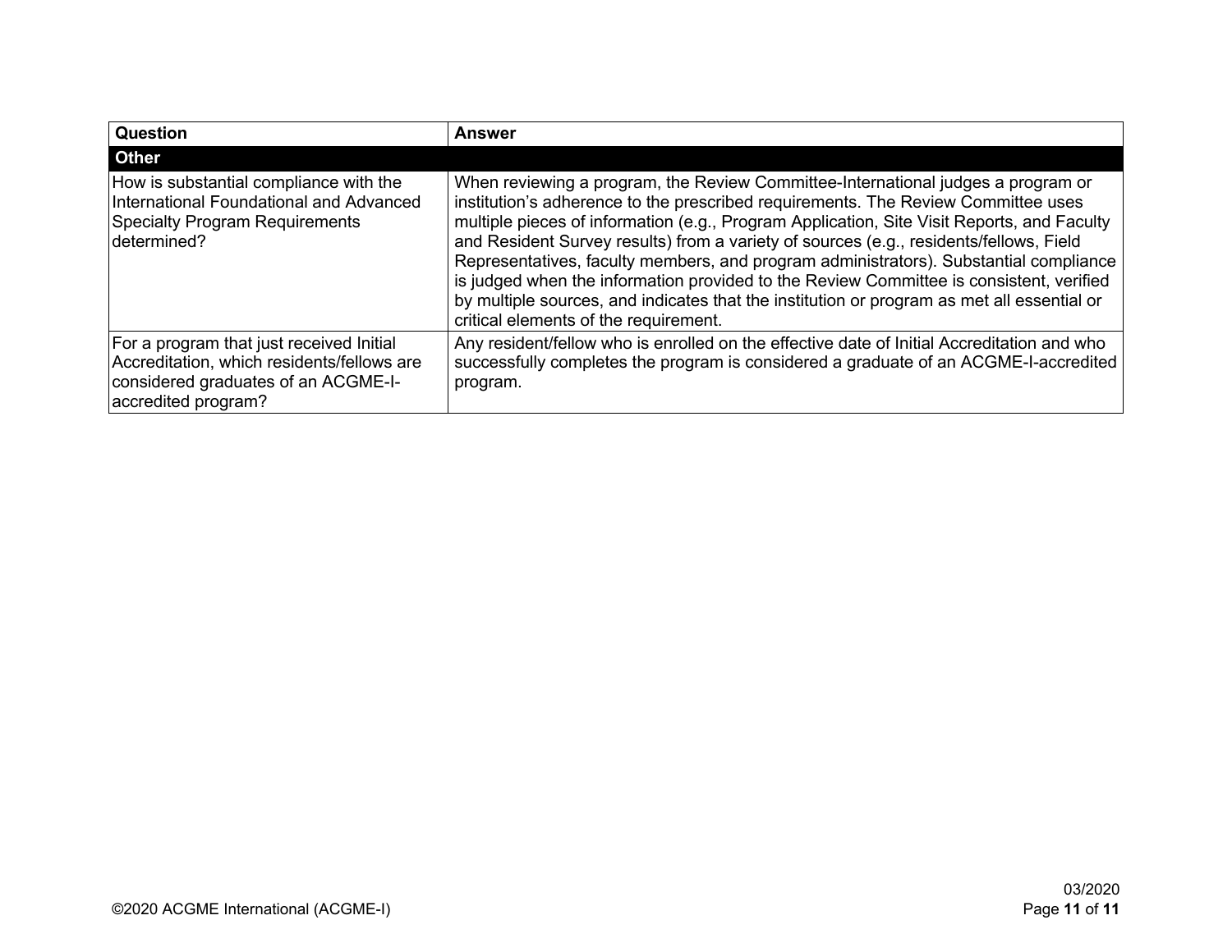| Question | Answer |
|---|---|
| **Other** | |
| How is substantial compliance with the International Foundational and Advanced Specialty Program Requirements determined? | When reviewing a program, the Review Committee-International judges a program or institution's adherence to the prescribed requirements. The Review Committee uses multiple pieces of information (e.g., Program Application, Site Visit Reports, and Faculty and Resident Survey results) from a variety of sources (e.g., residents/fellows, Field Representatives, faculty members, and program administrators). Substantial compliance is judged when the information provided to the Review Committee is consistent, verified by multiple sources, and indicates that the institution or program as met all essential or critical elements of the requirement. |
| For a program that just received Initial Accreditation, which residents/fellows are considered graduates of an ACGME-I-accredited program? | Any resident/fellow who is enrolled on the effective date of Initial Accreditation and who successfully completes the program is considered a graduate of an ACGME-I-accredited program. |